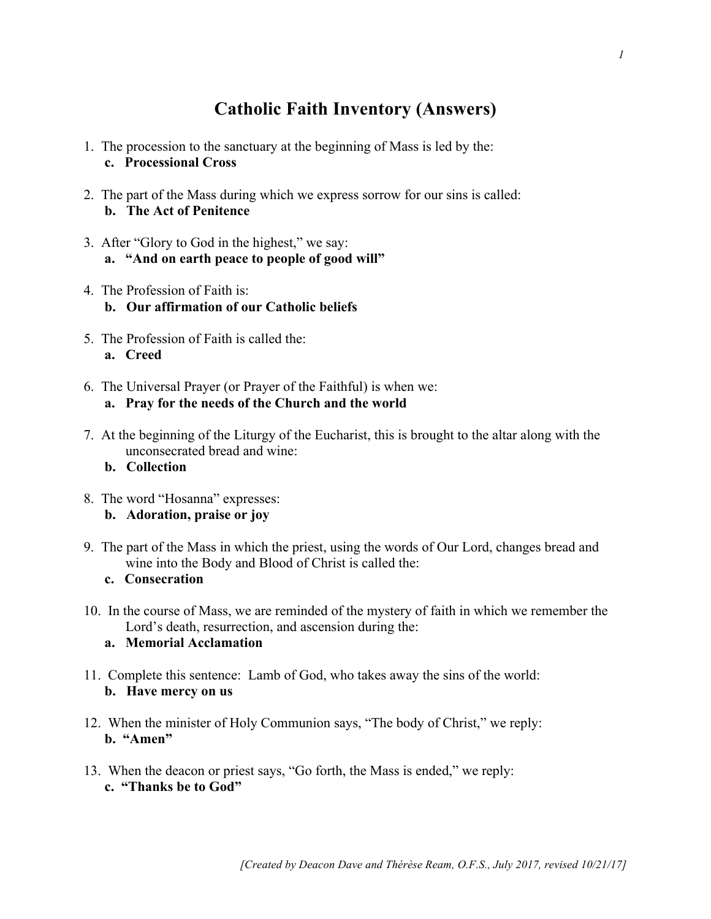# Catholic Faith Inventory (Answers)

1. The procession to the sanctuary at the beginning of Mass is led by the:
   **c. Processional Cross**

2. The part of the Mass during which we express sorrow for our sins is called:
   **b. The Act of Penitence**

3. After "Glory to God in the highest," we say:
   **a. "And on earth peace to people of good will"**

4. The Profession of Faith is:
   **b. Our affirmation of our Catholic beliefs**

5. The Profession of Faith is called the:
   **a. Creed**

6. The Universal Prayer (or Prayer of the Faithful) is when we:
   **a. Pray for the needs of the Church and the world**

7. At the beginning of the Liturgy of the Eucharist, this is brought to the altar along with the unconsecrated bread and wine:
   **b. Collection**

8. The word "Hosanna" expresses:
   **b. Adoration, praise or joy**

9. The part of the Mass in which the priest, using the words of Our Lord, changes bread and wine into the Body and Blood of Christ is called the:
   **c. Consecration**

10. In the course of Mass, we are reminded of the mystery of faith in which we remember the Lord's death, resurrection, and ascension during the:
    **a. Memorial Acclamation**

11. Complete this sentence: Lamb of God, who takes away the sins of the world:
    **b. Have mercy on us**

12. When the minister of Holy Communion says, "The body of Christ," we reply:
    **b. "Amen"**

13. When the deacon or priest says, "Go forth, the Mass is ended," we reply:
    **c. "Thanks be to God"**

*[Created by Deacon Dave and Thérèse Ream, O.F.S., July 2017, revised 10/21/17]*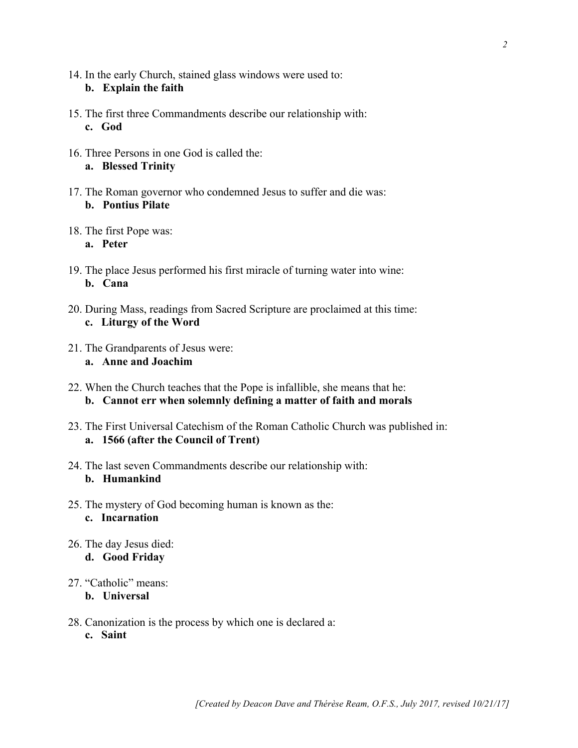14. In the early Church, stained glass windows were used to:
    **b. Explain the faith**

15. The first three Commandments describe our relationship with:
    **c. God**

16. Three Persons in one God is called the:
    **a. Blessed Trinity**

17. The Roman governor who condemned Jesus to suffer and die was:
    **b. Pontius Pilate**

18. The first Pope was:
    **a. Peter**

19. The place Jesus performed his first miracle of turning water into wine:
    **b. Cana**

20. During Mass, readings from Sacred Scripture are proclaimed at this time:
    **c. Liturgy of the Word**

21. The Grandparents of Jesus were:
    **a. Anne and Joachim**

22. When the Church teaches that the Pope is infallible, she means that he:
    **b. Cannot err when solemnly defining a matter of faith and morals**

23. The First Universal Catechism of the Roman Catholic Church was published in:
    **a. 1566 (after the Council of Trent)**

24. The last seven Commandments describe our relationship with:
    **b. Humankind**

25. The mystery of God becoming human is known as the:
    **c. Incarnation**

26. The day Jesus died:
    **d. Good Friday**

27. "Catholic" means:
    **b. Universal**

28. Canonization is the process by which one is declared a:
    **c. Saint**

*[Created by Deacon Dave and Thérèse Ream, O.F.S., July 2017, revised 10/21/17]*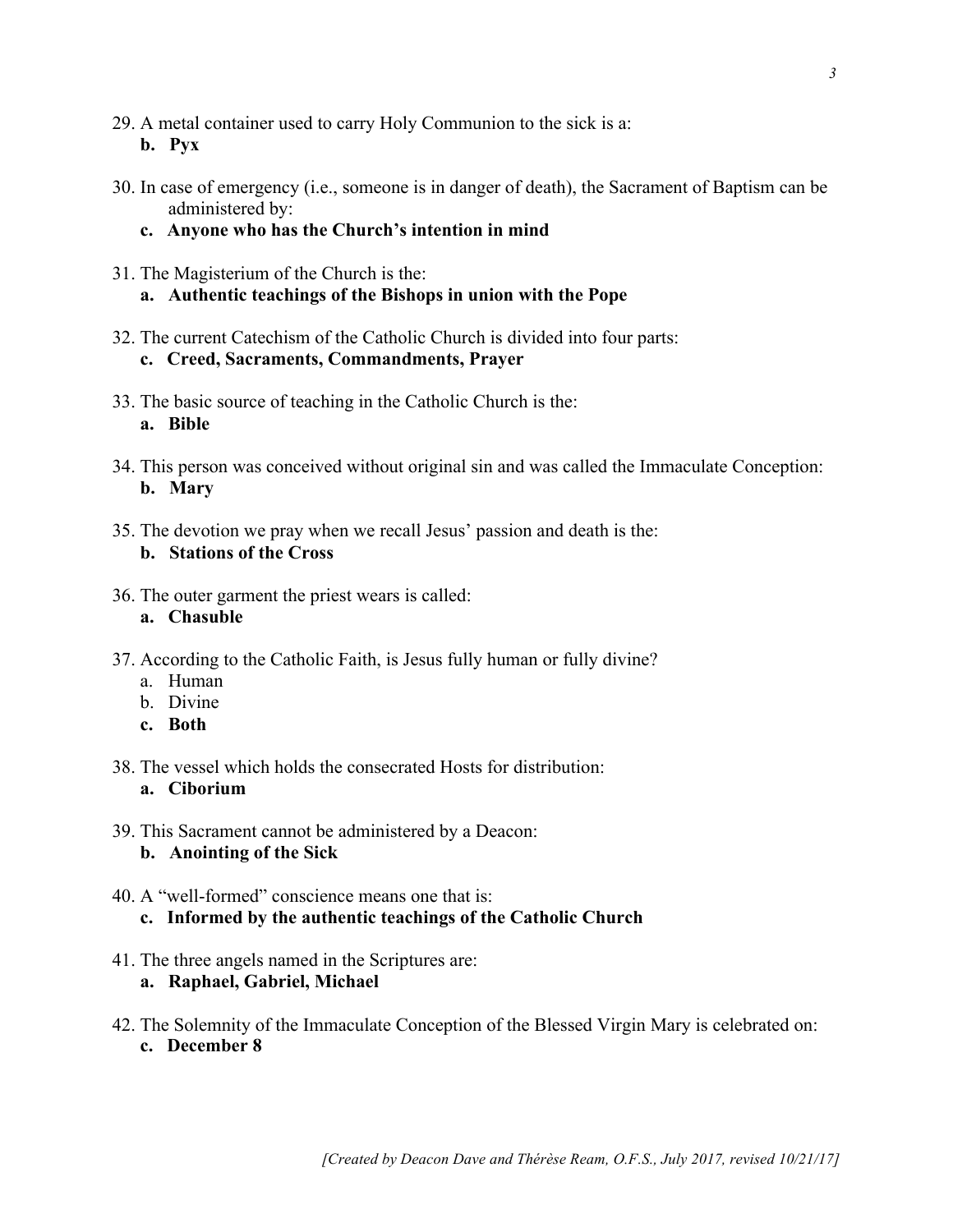29. A metal container used to carry Holy Communion to the sick is a:
    **b. Pyx**

30. In case of emergency (i.e., someone is in danger of death), the Sacrament of Baptism can be administered by:
    **c. Anyone who has the Church's intention in mind**

31. The Magisterium of the Church is the:
    **a. Authentic teachings of the Bishops in union with the Pope**

32. The current Catechism of the Catholic Church is divided into four parts:
    **c. Creed, Sacraments, Commandments, Prayer**

33. The basic source of teaching in the Catholic Church is the:
    **a. Bible**

34. This person was conceived without original sin and was called the Immaculate Conception:
    **b. Mary**

35. The devotion we pray when we recall Jesus' passion and death is the:
    **b. Stations of the Cross**

36. The outer garment the priest wears is called:
    **a. Chasuble**

37. According to the Catholic Faith, is Jesus fully human or fully divine?
    a. Human
    b. Divine
    **c. Both**

38. The vessel which holds the consecrated Hosts for distribution:
    **a. Ciborium**

39. This Sacrament cannot be administered by a Deacon:
    **b. Anointing of the Sick**

40. A "well-formed" conscience means one that is:
    **c. Informed by the authentic teachings of the Catholic Church**

41. The three angels named in the Scriptures are:
    **a. Raphael, Gabriel, Michael**

42. The Solemnity of the Immaculate Conception of the Blessed Virgin Mary is celebrated on:
    **c. December 8**

*[Created by Deacon Dave and Thérèse Ream, O.F.S., July 2017, revised 10/21/17]*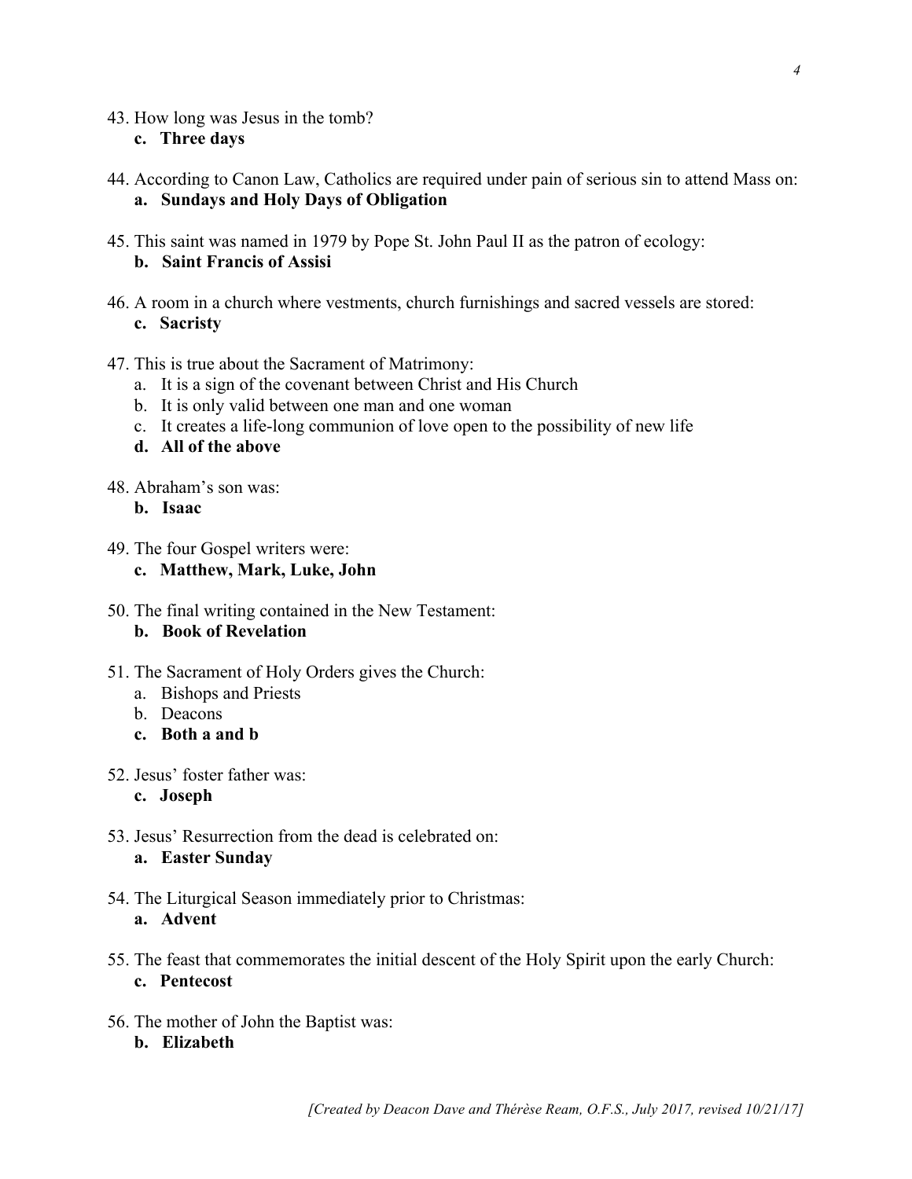43. How long was Jesus in the tomb?
    **c. Three days**

44. According to Canon Law, Catholics are required under pain of serious sin to attend Mass on:
    **a. Sundays and Holy Days of Obligation**

45. This saint was named in 1979 by Pope St. John Paul II as the patron of ecology:
    **b. Saint Francis of Assisi**

46. A room in a church where vestments, church furnishings and sacred vessels are stored:
    **c. Sacristy**

47. This is true about the Sacrament of Matrimony:
    a. It is a sign of the covenant between Christ and His Church
    b. It is only valid between one man and one woman
    c. It creates a life-long communion of love open to the possibility of new life
    **d. All of the above**

48. Abraham's son was:
    **b. Isaac**

49. The four Gospel writers were:
    **c. Matthew, Mark, Luke, John**

50. The final writing contained in the New Testament:
    **b. Book of Revelation**

51. The Sacrament of Holy Orders gives the Church:
    a. Bishops and Priests
    b. Deacons
    **c. Both a and b**

52. Jesus' foster father was:
    **c. Joseph**

53. Jesus' Resurrection from the dead is celebrated on:
    **a. Easter Sunday**

54. The Liturgical Season immediately prior to Christmas:
    **a. Advent**

55. The feast that commemorates the initial descent of the Holy Spirit upon the early Church:
    **c. Pentecost**

56. The mother of John the Baptist was:
    **b. Elizabeth**

*[Created by Deacon Dave and Thérèse Ream, O.F.S., July 2017, revised 10/21/17]*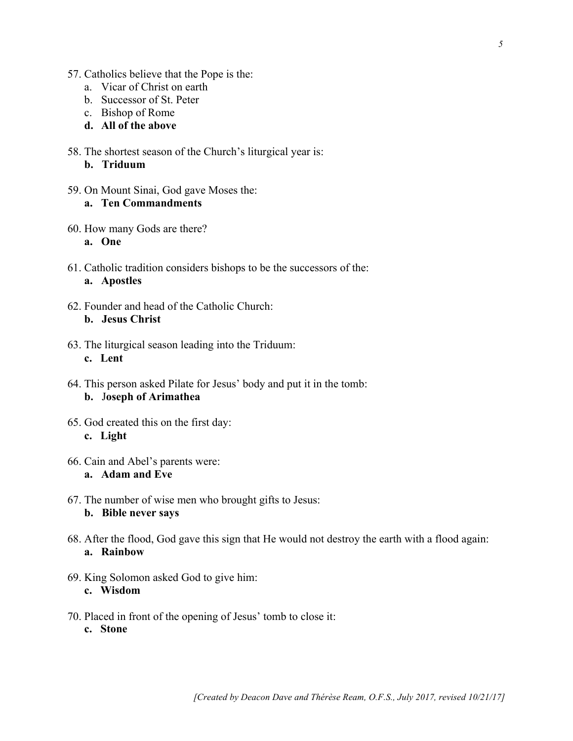57. Catholics believe that the Pope is the:
    a. Vicar of Christ on earth
    b. Successor of St. Peter
    c. Bishop of Rome
    **d. All of the above**

58. The shortest season of the Church's liturgical year is:
    **b. Triduum**

59. On Mount Sinai, God gave Moses the:
    **a. Ten Commandments**

60. How many Gods are there?
    **a. One**

61. Catholic tradition considers bishops to be the successors of the:
    **a. Apostles**

62. Founder and head of the Catholic Church:
    **b. Jesus Christ**

63. The liturgical season leading into the Triduum:
    **c. Lent**

64. This person asked Pilate for Jesus' body and put it in the tomb:
    **b. Joseph of Arimathea**

65. God created this on the first day:
    **c. Light**

66. Cain and Abel's parents were:
    **a. Adam and Eve**

67. The number of wise men who brought gifts to Jesus:
    **b. Bible never says**

68. After the flood, God gave this sign that He would not destroy the earth with a flood again:
    **a. Rainbow**

69. King Solomon asked God to give him:
    **c. Wisdom**

70. Placed in front of the opening of Jesus' tomb to close it:
    **c. Stone**

*[Created by Deacon Dave and Thérèse Ream, O.F.S., July 2017, revised 10/21/17]*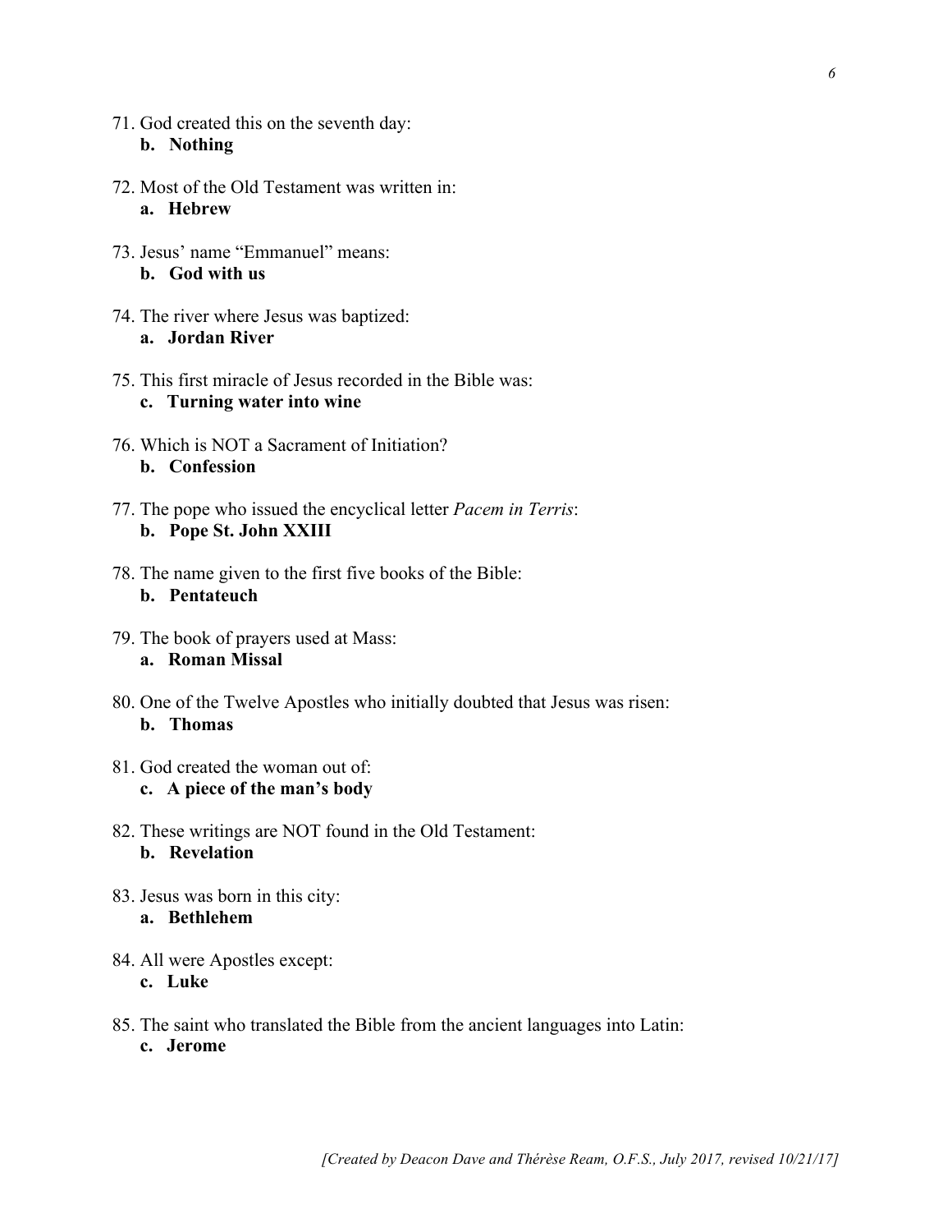71. God created this on the seventh day:
    **b. Nothing**

72. Most of the Old Testament was written in:
    **a. Hebrew**

73. Jesus' name "Emmanuel" means:
    **b. God with us**

74. The river where Jesus was baptized:
    **a. Jordan River**

75. This first miracle of Jesus recorded in the Bible was:
    **c. Turning water into wine**

76. Which is NOT a Sacrament of Initiation?
    **b. Confession**

77. The pope who issued the encyclical letter *Pacem in Terris*:
    **b. Pope St. John XXIII**

78. The name given to the first five books of the Bible:
    **b. Pentateuch**

79. The book of prayers used at Mass:
    **a. Roman Missal**

80. One of the Twelve Apostles who initially doubted that Jesus was risen:
    **b. Thomas**

81. God created the woman out of:
    **c. A piece of the man's body**

82. These writings are NOT found in the Old Testament:
    **b. Revelation**

83. Jesus was born in this city:
    **a. Bethlehem**

84. All were Apostles except:
    **c. Luke**

85. The saint who translated the Bible from the ancient languages into Latin:
    **c. Jerome**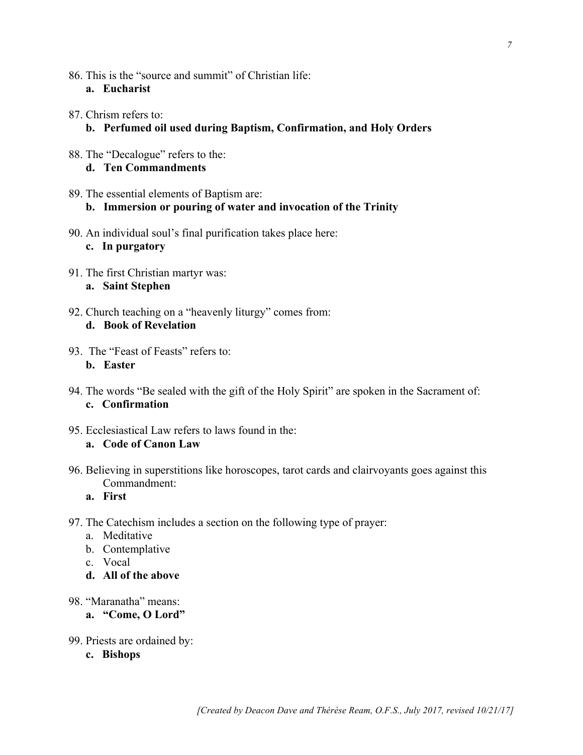86. This is the "source and summit" of Christian life:
    **a. Eucharist**

87. Chrism refers to:
    **b. Perfumed oil used during Baptism, Confirmation, and Holy Orders**

88. The "Decalogue" refers to the:
    **d. Ten Commandments**

89. The essential elements of Baptism are:
    **b. Immersion or pouring of water and invocation of the Trinity**

90. An individual soul's final purification takes place here:
    **c. In purgatory**

91. The first Christian martyr was:
    **a. Saint Stephen**

92. Church teaching on a "heavenly liturgy" comes from:
    **d. Book of Revelation**

93. The "Feast of Feasts" refers to:
    **b. Easter**

94. The words "Be sealed with the gift of the Holy Spirit" are spoken in the Sacrament of:
    **c. Confirmation**

95. Ecclesiastical Law refers to laws found in the:
    **a. Code of Canon Law**

96. Believing in superstitions like horoscopes, tarot cards and clairvoyants goes against this Commandment:
    **a. First**

97. The Catechism includes a section on the following type of prayer:
    a. Meditative
    b. Contemplative
    c. Vocal
    **d. All of the above**

98. "Maranatha" means:
    **a. "Come, O Lord"**

99. Priests are ordained by:
    **c. Bishops**

*[Created by Deacon Dave and Thérèse Ream, O.F.S., July 2017, revised 10/21/17]*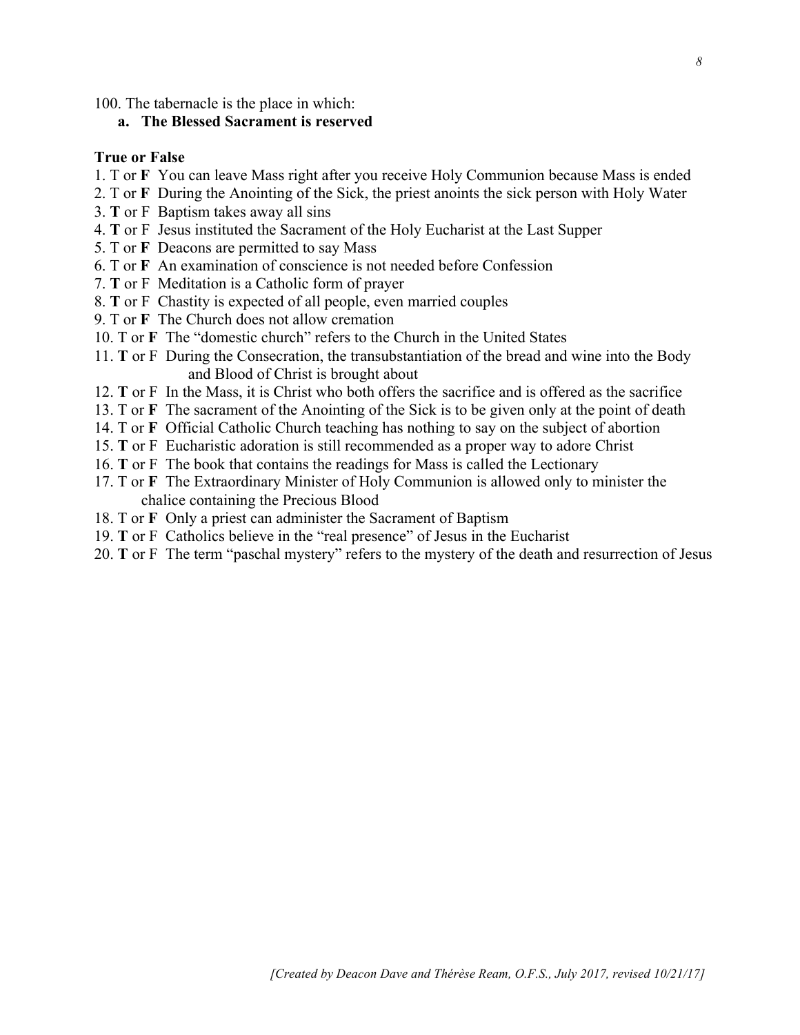100. The tabernacle is the place in which:

   **a. The Blessed Sacrament is reserved**

**True or False**

1. T or **F** You can leave Mass right after you receive Holy Communion because Mass is ended
2. T or **F** During the Anointing of the Sick, the priest anoints the sick person with Holy Water
3. **T** or F Baptism takes away all sins
4. **T** or F Jesus instituted the Sacrament of the Holy Eucharist at the Last Supper
5. T or **F** Deacons are permitted to say Mass
6. T or **F** An examination of conscience is not needed before Confession
7. **T** or F Meditation is a Catholic form of prayer
8. **T** or F Chastity is expected of all people, even married couples
9. T or **F** The Church does not allow cremation
10. T or **F** The "domestic church" refers to the Church in the United States
11. **T** or F During the Consecration, the transubstantiation of the bread and wine into the Body and Blood of Christ is brought about
12. **T** or F In the Mass, it is Christ who both offers the sacrifice and is offered as the sacrifice
13. T or **F** The sacrament of the Anointing of the Sick is to be given only at the point of death
14. T or **F** Official Catholic Church teaching has nothing to say on the subject of abortion
15. **T** or F Eucharistic adoration is still recommended as a proper way to adore Christ
16. **T** or F The book that contains the readings for Mass is called the Lectionary
17. T or **F** The Extraordinary Minister of Holy Communion is allowed only to minister the chalice containing the Precious Blood
18. T or **F** Only a priest can administer the Sacrament of Baptism
19. **T** or F Catholics believe in the "real presence" of Jesus in the Eucharist
20. **T** or F The term "paschal mystery" refers to the mystery of the death and resurrection of Jesus

*[Created by Deacon Dave and Thérèse Ream, O.F.S., July 2017, revised 10/21/17]*